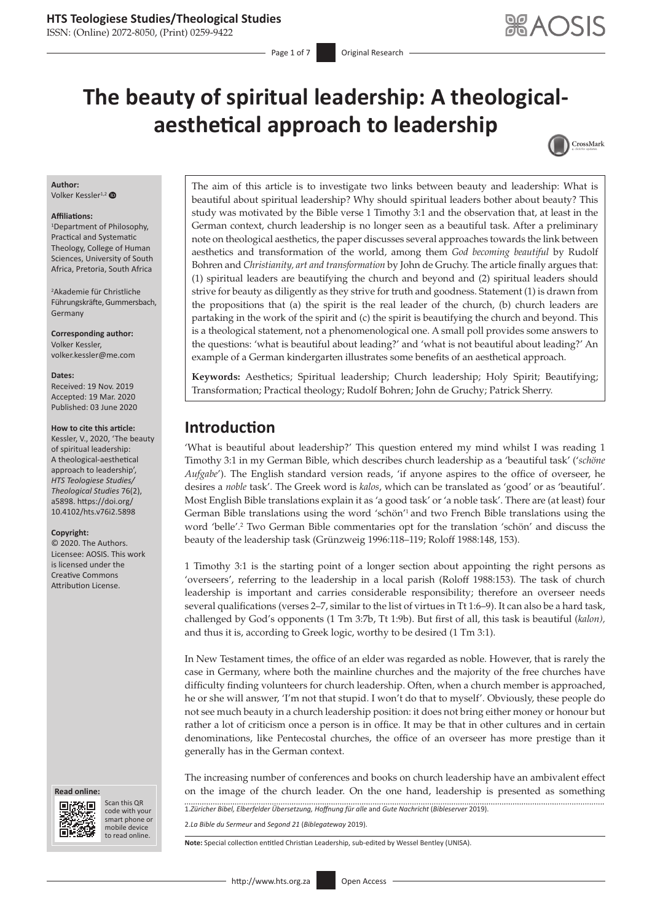# The beauty of spiritual leadership: A theological-aesthetical approach to leadership

**Author:**
Volker Kessler[1,2]

**Affiliations:**
[1]Department of Philosophy, Practical and Systematic Theology, College of Human Sciences, University of South Africa, Pretoria, South Africa

[2]Akademie für Christliche Führungskräfte, Gummersbach, Germany

**Corresponding author:**
Volker Kessler,
volker.kessler@me.com

**Dates:**
Received: 19 Nov. 2019
Accepted: 19 Mar. 2020
Published: 03 June 2020

**How to cite this article:**
Kessler, V., 2020, 'The beauty of spiritual leadership: A theological-aesthetical approach to leadership', *HTS Teologiese Studies/ Theological Studies* 76(2), a5898. https://doi.org/10.4102/hts.v76i2.5898

**Copyright:**
© 2020. The Authors. Licensee: AOSIS. This work is licensed under the Creative Commons Attribution License.

The aim of this article is to investigate two links between beauty and leadership: What is beautiful about spiritual leadership? Why should spiritual leaders bother about beauty? This study was motivated by the Bible verse 1 Timothy 3:1 and the observation that, at least in the German context, church leadership is no longer seen as a beautiful task. After a preliminary note on theological aesthetics, the paper discusses several approaches towards the link between aesthetics and transformation of the world, among them *God becoming beautiful* by Rudolf Bohren and *Christianity, art and transformation* by John de Gruchy. The article finally argues that: (1) spiritual leaders are beautifying the church and beyond and (2) spiritual leaders should strive for beauty as diligently as they strive for truth and goodness. Statement (1) is drawn from the propositions that (a) the spirit is the real leader of the church, (b) church leaders are partaking in the work of the spirit and (c) the spirit is beautifying the church and beyond. This is a theological statement, not a phenomenological one. A small poll provides some answers to the questions: 'what is beautiful about leading?' and 'what is not beautiful about leading?' An example of a German kindergarten illustrates some benefits of an aesthetical approach.

**Keywords:** Aesthetics; Spiritual leadership; Church leadership; Holy Spirit; Beautifying; Transformation; Practical theology; Rudolf Bohren; John de Gruchy; Patrick Sherry.

## Introduction

'What is beautiful about leadership?' This question entered my mind whilst I was reading 1 Timothy 3:1 in my German Bible, which describes church leadership as a 'beautiful task' ('*schöne Aufgabe*'). The English standard version reads, 'if anyone aspires to the office of overseer, he desires a *noble* task'. The Greek word is *kalos*, which can be translated as 'good' or as 'beautiful'. Most English Bible translations explain it as 'a good task' or 'a noble task'. There are (at least) four German Bible translations using the word 'schön'[1] and two French Bible translations using the word 'belle'.[2] Two German Bible commentaries opt for the translation 'schön' and discuss the beauty of the leadership task (Grünzweig 1996:118–119; Roloff 1988:148, 153).

1 Timothy 3:1 is the starting point of a longer section about appointing the right persons as 'overseers', referring to the leadership in a local parish (Roloff 1988:153). The task of church leadership is important and carries considerable responsibility; therefore an overseer needs several qualifications (verses 2–7, similar to the list of virtues in Tt 1:6–9). It can also be a hard task, challenged by God's opponents (1 Tm 3:7b, Tt 1:9b). But first of all, this task is beautiful (*kalon),* and thus it is, according to Greek logic, worthy to be desired (1 Tm 3:1).

In New Testament times, the office of an elder was regarded as noble. However, that is rarely the case in Germany, where both the mainline churches and the majority of the free churches have difficulty finding volunteers for church leadership. Often, when a church member is approached, he or she will answer, 'I'm not that stupid. I won't do that to myself'. Obviously, these people do not see much beauty in a church leadership position: it does not bring either money or honour but rather a lot of criticism once a person is in office. It may be that in other cultures and in certain denominations, like Pentecostal churches, the office of an overseer has more prestige than it generally has in the German context.

The increasing number of conferences and books on church leadership have an ambivalent effect on the image of the church leader. On the one hand, leadership is presented as something

1. *Züricher Bibel, Elberfelder Übersetzung, Hoffnung für alle* and *Gute Nachricht* (*Bibleserver* 2019).

2. *La Bible du Sermeur* and *Segond 21* (*Biblegateway* 2019).

**Note:** Special collection entitled Christian Leadership, sub-edited by Wessel Bentley (UNISA).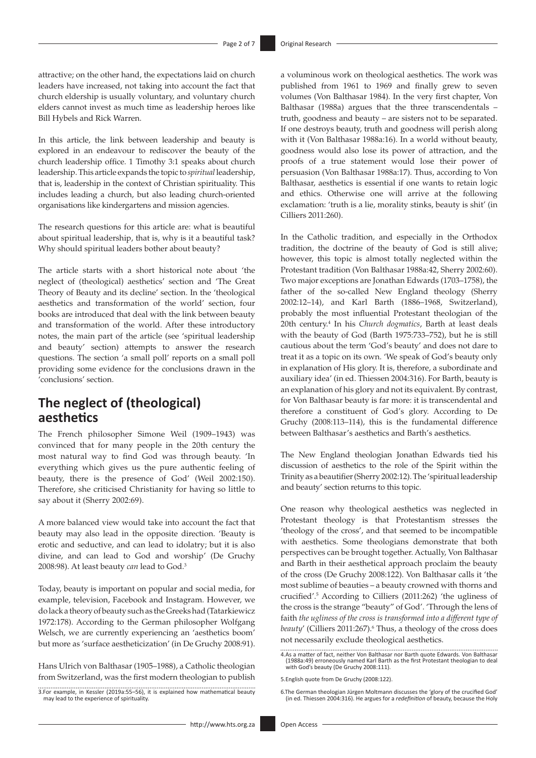attractive; on the other hand, the expectations laid on church leaders have increased, not taking into account the fact that church eldership is usually voluntary, and voluntary church elders cannot invest as much time as leadership heroes like Bill Hybels and Rick Warren.

In this article, the link between leadership and beauty is explored in an endeavour to rediscover the beauty of the church leadership office. 1 Timothy 3:1 speaks about church leadership. This article expands the topic to *spiritual* leadership, that is, leadership in the context of Christian spirituality. This includes leading a church, but also leading church-oriented organisations like kindergartens and mission agencies.

The research questions for this article are: what is beautiful about spiritual leadership, that is, why is it a beautiful task? Why should spiritual leaders bother about beauty?

The article starts with a short historical note about 'the neglect of (theological) aesthetics' section and 'The Great Theory of Beauty and its decline' section. In the 'theological aesthetics and transformation of the world' section, four books are introduced that deal with the link between beauty and transformation of the world. After these introductory notes, the main part of the article (see 'spiritual leadership and beauty' section) attempts to answer the research questions. The section 'a small poll' reports on a small poll providing some evidence for the conclusions drawn in the 'conclusions' section.

## The neglect of (theological) aesthetics

The French philosopher Simone Weil (1909–1943) was convinced that for many people in the 20th century the most natural way to find God was through beauty. 'In everything which gives us the pure authentic feeling of beauty, there is the presence of God' (Weil 2002:150). Therefore, she criticised Christianity for having so little to say about it (Sherry 2002:69).

A more balanced view would take into account the fact that beauty may also lead in the opposite direction. 'Beauty is erotic and seductive, and can lead to idolatry; but it is also divine, and can lead to God and worship' (De Gruchy 2008:98). At least beauty *can* lead to God.[3]

Today, beauty is important on popular and social media, for example, television, Facebook and Instagram. However, we do lack a theory of beauty such as the Greeks had (Tatarkiewicz 1972:178). According to the German philosopher Wolfgang Welsch, we are currently experiencing an 'aesthetics boom' but more as 'surface aestheticization' (in De Gruchy 2008:91).

Hans Ulrich von Balthasar (1905–1988), a Catholic theologian from Switzerland, was the first modern theologian to publish a voluminous work on theological aesthetics. The work was published from 1961 to 1969 and finally grew to seven volumes (Von Balthasar 1984). In the very first chapter, Von Balthasar (1988a) argues that the three transcendentals – truth, goodness and beauty – are sisters not to be separated. If one destroys beauty, truth and goodness will perish along with it (Von Balthasar 1988a:16). In a world without beauty, goodness would also lose its power of attraction, and the proofs of a true statement would lose their power of persuasion (Von Balthasar 1988a:17). Thus, according to Von Balthasar, aesthetics is essential if one wants to retain logic and ethics. Otherwise one will arrive at the following exclamation: 'truth is a lie, morality stinks, beauty is shit' (in Cilliers 2011:260).

In the Catholic tradition, and especially in the Orthodox tradition, the doctrine of the beauty of God is still alive; however, this topic is almost totally neglected within the Protestant tradition (Von Balthasar 1988a:42, Sherry 2002:60). Two major exceptions are Jonathan Edwards (1703–1758), the father of the so-called New England theology (Sherry 2002:12–14), and Karl Barth (1886–1968, Switzerland), probably the most influential Protestant theologian of the 20th century.[4] In his *Church dogmatics*, Barth at least deals with the beauty of God (Barth 1975:733–752), but he is still cautious about the term 'God's beauty' and does not dare to treat it as a topic on its own. 'We speak of God's beauty only in explanation of His glory. It is, therefore, a subordinate and auxiliary idea' (in ed. Thiessen 2004:316). For Barth, beauty is an explanation of his glory and not its equivalent. By contrast, for Von Balthasar beauty is far more: it is transcendental and therefore a constituent of God's glory. According to De Gruchy (2008:113–114), this is the fundamental difference between Balthasar's aesthetics and Barth's aesthetics.

The New England theologian Jonathan Edwards tied his discussion of aesthetics to the role of the Spirit within the Trinity as a beautifier (Sherry 2002:12). The 'spiritual leadership and beauty' section returns to this topic.

One reason why theological aesthetics was neglected in Protestant theology is that Protestantism stresses the 'theology of the cross', and that seemed to be incompatible with aesthetics. Some theologians demonstrate that both perspectives can be brought together. Actually, Von Balthasar and Barth in their aesthetical approach proclaim the beauty of the cross (De Gruchy 2008:122). Von Balthasar calls it 'the most sublime of beauties – a beauty crowned with thorns and crucified'.[5] According to Cilliers (2011:262) 'the ugliness of the cross is the strange "beauty" of God'. 'Through the lens of faith *the ugliness of the cross is transformed into a different type of beauty*' (Cilliers 2011:267).[6] Thus, a theology of the cross does not necessarily exclude theological aesthetics.

3. For example, in Kessler (2019a:55–56), it is explained how mathematical beauty may lead to the experience of spirituality.

4. As a matter of fact, neither Von Balthasar nor Barth quote Edwards. Von Balthasar (1988a:49) erroneously named Karl Barth as the first Protestant theologian to deal with God's beauty (De Gruchy 2008:111).

5. English quote from De Gruchy (2008:122).

6. The German theologian Jürgen Moltmann discusses the 'glory of the crucified God' (in ed. Thiessen 2004:316). He argues for a *redefinition* of beauty, because the Holy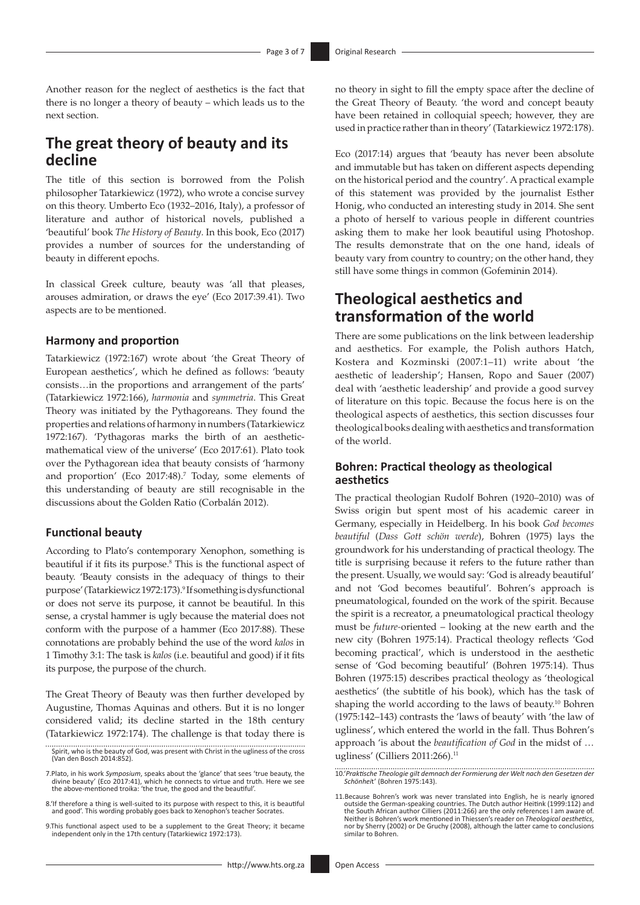Another reason for the neglect of aesthetics is the fact that there is no longer a theory of beauty – which leads us to the next section.

## The great theory of beauty and its decline

The title of this section is borrowed from the Polish philosopher Tatarkiewicz (1972), who wrote a concise survey on this theory. Umberto Eco (1932–2016, Italy), a professor of literature and author of historical novels, published a 'beautiful' book *The History of Beauty*. In this book, Eco (2017) provides a number of sources for the understanding of beauty in different epochs.

In classical Greek culture, beauty was 'all that pleases, arouses admiration, or draws the eye' (Eco 2017:39.41). Two aspects are to be mentioned.

### Harmony and proportion

Tatarkiewicz (1972:167) wrote about 'the Great Theory of European aesthetics', which he defined as follows: 'beauty consists…in the proportions and arrangement of the parts' (Tatarkiewicz 1972:166), *harmonia* and *symmetria*. This Great Theory was initiated by the Pythagoreans. They found the properties and relations of harmony in numbers (Tatarkiewicz 1972:167). 'Pythagoras marks the birth of an aesthetic-mathematical view of the universe' (Eco 2017:61). Plato took over the Pythagorean idea that beauty consists of 'harmony and proportion' (Eco 2017:48).[7] Today, some elements of this understanding of beauty are still recognisable in the discussions about the Golden Ratio (Corbalán 2012).

### Functional beauty

According to Plato's contemporary Xenophon, something is beautiful if it fits its purpose.[8] This is the functional aspect of beauty. 'Beauty consists in the adequacy of things to their purpose' (Tatarkiewicz 1972:173).[9] If something is dysfunctional or does not serve its purpose, it cannot be beautiful. In this sense, a crystal hammer is ugly because the material does not conform with the purpose of a hammer (Eco 2017:88). These connotations are probably behind the use of the word *kalos* in 1 Timothy 3:1: The task is *kalos* (i.e. beautiful and good) if it fits its purpose, the purpose of the church.

The Great Theory of Beauty was then further developed by Augustine, Thomas Aquinas and others. But it is no longer considered valid; its decline started in the 18th century (Tatarkiewicz 1972:174). The challenge is that today there is no theory in sight to fill the empty space after the decline of the Great Theory of Beauty. 'the word and concept beauty have been retained in colloquial speech; however, they are used in practice rather than in theory' (Tatarkiewicz 1972:178).

Eco (2017:14) argues that 'beauty has never been absolute and immutable but has taken on different aspects depending on the historical period and the country'. A practical example of this statement was provided by the journalist Esther Honig, who conducted an interesting study in 2014. She sent a photo of herself to various people in different countries asking them to make her look beautiful using Photoshop. The results demonstrate that on the one hand, ideals of beauty vary from country to country; on the other hand, they still have some things in common (Gofeminin 2014).

## Theological aesthetics and transformation of the world

There are some publications on the link between leadership and aesthetics. For example, the Polish authors Hatch, Kostera and Kozminski (2007:1–11) write about 'the aesthetic of leadership'; Hansen, Ropo and Sauer (2007) deal with 'aesthetic leadership' and provide a good survey of literature on this topic. Because the focus here is on the theological aspects of aesthetics, this section discusses four theological books dealing with aesthetics and transformation of the world.

### Bohren: Practical theology as theological aesthetics

The practical theologian Rudolf Bohren (1920–2010) was of Swiss origin but spent most of his academic career in Germany, especially in Heidelberg. In his book *God becomes beautiful* (*Dass Gott schön werde*), Bohren (1975) lays the groundwork for his understanding of practical theology. The title is surprising because it refers to the future rather than the present. Usually, we would say: 'God is already beautiful' and not 'God becomes beautiful'. Bohren's approach is pneumatological, founded on the work of the spirit. Because the spirit is a recreator, a pneumatological practical theology must be *future*-oriented – looking at the new earth and the new city (Bohren 1975:14). Practical theology reflects 'God becoming practical', which is understood in the aesthetic sense of 'God becoming beautiful' (Bohren 1975:14). Thus Bohren (1975:15) describes practical theology as 'theological aesthetics' (the subtitle of his book), which has the task of shaping the world according to the laws of beauty.[10] Bohren (1975:142–143) contrasts the 'laws of beauty' with 'the law of ugliness', which entered the world in the fall. Thus Bohren's approach 'is about the *beautification of God* in the midst of … ugliness' (Cilliers 2011:266).[11]

---

Spirit, who is the beauty of God, was present with Christ in the ugliness of the cross (Van den Bosch 2014:852).

7. Plato, in his work *Symposium*, speaks about the 'glance' that sees 'true beauty, the divine beauty' (Eco 2017:41), which he connects to virtue and truth. Here we see the above-mentioned troika: 'the true, the good and the beautiful'.

8. 'If therefore a thing is well-suited to its purpose with respect to this, it is beautiful and good'. This wording probably goes back to Xenophon's teacher Socrates.

9. This functional aspect used to be a supplement to the Great Theory; it became independent only in the 17th century (Tatarkiewicz 1972:173).

10. '*Praktische Theologie gilt demnach der Formierung der Welt nach den Gesetzen der Schönheit*' (Bohren 1975:143).

11. Because Bohren's work was never translated into English, he is nearly ignored outside the German-speaking countries. The Dutch author Heitink (1999:112) and the South African author Cilliers (2011:266) are the only references I am aware of. Neither is Bohren's work mentioned in Thiessen's reader on *Theological aesthetics*, nor by Sherry (2002) or De Gruchy (2008), although the latter came to conclusions similar to Bohren.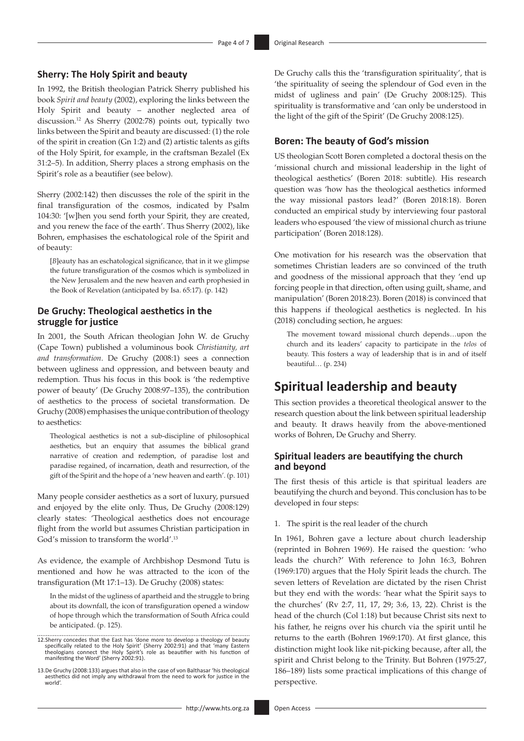### Sherry: The Holy Spirit and beauty

In 1992, the British theologian Patrick Sherry published his book *Spirit and beauty* (2002), exploring the links between the Holy Spirit and beauty – another neglected area of discussion.[12] As Sherry (2002:78) points out, typically two links between the Spirit and beauty are discussed: (1) the role of the spirit in creation (Gn 1:2) and (2) artistic talents as gifts of the Holy Spirit, for example, in the craftsman Bezalel (Ex 31:2–5). In addition, Sherry places a strong emphasis on the Spirit's role as a beautifier (see below).

Sherry (2002:142) then discusses the role of the spirit in the final transfiguration of the cosmos, indicated by Psalm 104:30: '[w]hen you send forth your Spirit, they are created, and you renew the face of the earth'. Thus Sherry (2002), like Bohren, emphasises the eschatological role of the Spirit and of beauty:

> [*B*]eauty has an eschatological significance, that in it we glimpse the future transfiguration of the cosmos which is symbolized in the New Jerusalem and the new heaven and earth prophesied in the Book of Revelation (anticipated by Isa. 65:17). (p. 142)

### De Gruchy: Theological aesthetics in the struggle for justice

In 2001, the South African theologian John W. de Gruchy (Cape Town) published a voluminous book *Christianity, art and transformation*. De Gruchy (2008:1) sees a connection between ugliness and oppression, and between beauty and redemption. Thus his focus in this book is 'the redemptive power of beauty' (De Gruchy 2008:97–135), the contribution of aesthetics to the process of societal transformation. De Gruchy (2008) emphasises the unique contribution of theology to aesthetics:

> Theological aesthetics is not a sub-discipline of philosophical aesthetics, but an enquiry that assumes the biblical grand narrative of creation and redemption, of paradise lost and paradise regained, of incarnation, death and resurrection, of the gift of the Spirit and the hope of a 'new heaven and earth'. (p. 101)

Many people consider aesthetics as a sort of luxury, pursued and enjoyed by the elite only. Thus, De Gruchy (2008:129) clearly states: 'Theological aesthetics does not encourage flight from the world but assumes Christian participation in God's mission to transform the world'.[13]

As evidence, the example of Archbishop Desmond Tutu is mentioned and how he was attracted to the icon of the transfiguration (Mt 17:1–13). De Gruchy (2008) states:

> In the midst of the ugliness of apartheid and the struggle to bring about its downfall, the icon of transfiguration opened a window of hope through which the transformation of South Africa could be anticipated. (p. 125).

De Gruchy calls this the 'transfiguration spirituality', that is 'the spirituality of seeing the splendour of God even in the midst of ugliness and pain' (De Gruchy 2008:125). This spirituality is transformative and 'can only be understood in the light of the gift of the Spirit' (De Gruchy 2008:125).

### Boren: The beauty of God's mission

US theologian Scott Boren completed a doctoral thesis on the 'missional church and missional leadership in the light of theological aesthetics' (Boren 2018: subtitle). His research question was 'how has the theological aesthetics informed the way missional pastors lead?' (Boren 2018:18). Boren conducted an empirical study by interviewing four pastoral leaders who espoused 'the view of missional church as triune participation' (Boren 2018:128).

One motivation for his research was the observation that sometimes Christian leaders are so convinced of the truth and goodness of the missional approach that they 'end up forcing people in that direction, often using guilt, shame, and manipulation' (Boren 2018:23). Boren (2018) is convinced that this happens if theological aesthetics is neglected. In his (2018) concluding section, he argues:

> The movement toward missional church depends…upon the church and its leaders' capacity to participate in the *telos* of beauty. This fosters a way of leadership that is in and of itself beautiful… (p. 234)

## Spiritual leadership and beauty

This section provides a theoretical theological answer to the research question about the link between spiritual leadership and beauty. It draws heavily from the above-mentioned works of Bohren, De Gruchy and Sherry.

### Spiritual leaders are beautifying the church and beyond

The first thesis of this article is that spiritual leaders are beautifying the church and beyond. This conclusion has to be developed in four steps:

1. The spirit is the real leader of the church

In 1961, Bohren gave a lecture about church leadership (reprinted in Bohren 1969). He raised the question: 'who leads the church?' With reference to John 16:3, Bohren (1969:170) argues that the Holy Spirit leads the church. The seven letters of Revelation are dictated by the risen Christ but they end with the words: 'hear what the Spirit says to the churches' (Rv 2:7, 11, 17, 29; 3:6, 13, 22). Christ is the head of the church (Col 1:18) but because Christ sits next to his father, he reigns over his church via the spirit until he returns to the earth (Bohren 1969:170). At first glance, this distinction might look like nit-picking because, after all, the spirit and Christ belong to the Trinity. But Bohren (1975:27, 186–189) lists some practical implications of this change of perspective.

---

12. Sherry concedes that the East has 'done more to develop a theology of beauty specifically related to the Holy Spirit' (Sherry 2002:91) and that 'many Eastern theologians connect the Holy Spirit's role as beautifier with his function of manifesting the Word' (Sherry 2002:91).

13. De Gruchy (2008:133) argues that also in the case of von Balthasar 'his theological aesthetics did not imply any withdrawal from the need to work for justice in the world'.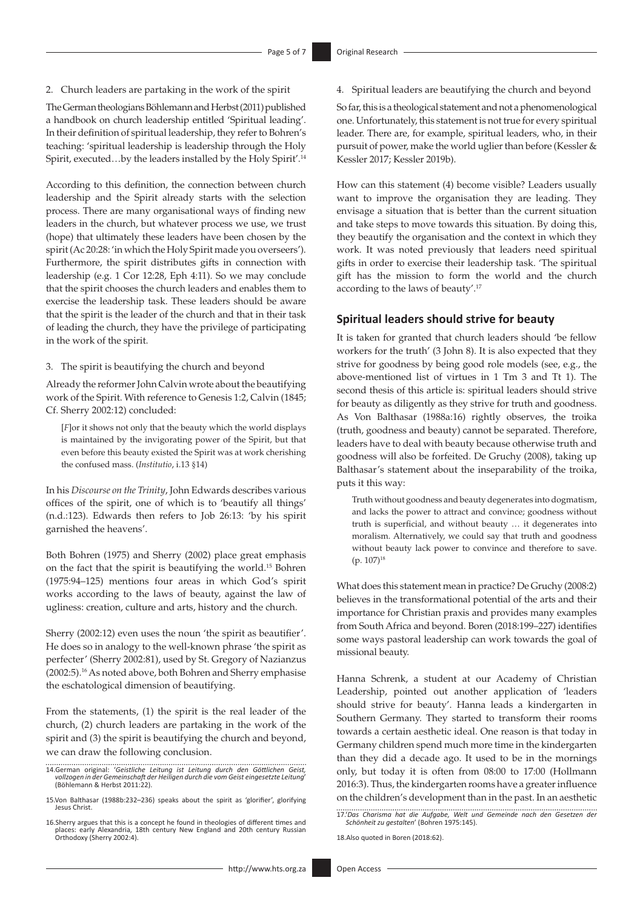2. Church leaders are partaking in the work of the spirit

The German theologians Böhlemann and Herbst (2011) published a handbook on church leadership entitled 'Spiritual leading'. In their definition of spiritual leadership, they refer to Bohren's teaching: 'spiritual leadership is leadership through the Holy Spirit, executed…by the leaders installed by the Holy Spirit'.[14]

According to this definition, the connection between church leadership and the Spirit already starts with the selection process. There are many organisational ways of finding new leaders in the church, but whatever process we use, we trust (hope) that ultimately these leaders have been chosen by the spirit (Ac 20:28: 'in which the Holy Spirit made you overseers'). Furthermore, the spirit distributes gifts in connection with leadership (e.g. 1 Cor 12:28, Eph 4:11). So we may conclude that the spirit chooses the church leaders and enables them to exercise the leadership task. These leaders should be aware that the spirit is the leader of the church and that in their task of leading the church, they have the privilege of participating in the work of the spirit.

3. The spirit is beautifying the church and beyond

Already the reformer John Calvin wrote about the beautifying work of the Spirit. With reference to Genesis 1:2, Calvin (1845; Cf. Sherry 2002:12) concluded:

> [*F*]or it shows not only that the beauty which the world displays is maintained by the invigorating power of the Spirit, but that even before this beauty existed the Spirit was at work cherishing the confused mass. (*Institutio*, i.13 §14)

In his *Discourse on the Trinity*, John Edwards describes various offices of the spirit, one of which is to 'beautify all things' (n.d.:123). Edwards then refers to Job 26:13: 'by his spirit garnished the heavens'.

Both Bohren (1975) and Sherry (2002) place great emphasis on the fact that the spirit is beautifying the world.[15] Bohren (1975:94–125) mentions four areas in which God's spirit works according to the laws of beauty, against the law of ugliness: creation, culture and arts, history and the church.

Sherry (2002:12) even uses the noun 'the spirit as beautifier'. He does so in analogy to the well-known phrase 'the spirit as perfecter' (Sherry 2002:81), used by St. Gregory of Nazianzus (2002:5).[16] As noted above, both Bohren and Sherry emphasise the eschatological dimension of beautifying.

From the statements, (1) the spirit is the real leader of the church, (2) church leaders are partaking in the work of the spirit and (3) the spirit is beautifying the church and beyond, we can draw the following conclusion.

4. Spiritual leaders are beautifying the church and beyond

So far, this is a theological statement and not a phenomenological one. Unfortunately, this statement is not true for every spiritual leader. There are, for example, spiritual leaders, who, in their pursuit of power, make the world uglier than before (Kessler & Kessler 2017; Kessler 2019b).

How can this statement (4) become visible? Leaders usually want to improve the organisation they are leading. They envisage a situation that is better than the current situation and take steps to move towards this situation. By doing this, they beautify the organisation and the context in which they work. It was noted previously that leaders need spiritual gifts in order to exercise their leadership task. 'The spiritual gift has the mission to form the world and the church according to the laws of beauty'.[17]

## Spiritual leaders should strive for beauty

It is taken for granted that church leaders should 'be fellow workers for the truth' (3 John 8). It is also expected that they strive for goodness by being good role models (see, e.g., the above-mentioned list of virtues in 1 Tm 3 and Tt 1). The second thesis of this article is: spiritual leaders should strive for beauty as diligently as they strive for truth and goodness. As Von Balthasar (1988a:16) rightly observes, the troika (truth, goodness and beauty) cannot be separated. Therefore, leaders have to deal with beauty because otherwise truth and goodness will also be forfeited. De Gruchy (2008), taking up Balthasar's statement about the inseparability of the troika, puts it this way:

> Truth without goodness and beauty degenerates into dogmatism, and lacks the power to attract and convince; goodness without truth is superficial, and without beauty … it degenerates into moralism. Alternatively, we could say that truth and goodness without beauty lack power to convince and therefore to save. (p. 107)[18]

What does this statement mean in practice? De Gruchy (2008:2) believes in the transformational potential of the arts and their importance for Christian praxis and provides many examples from South Africa and beyond. Boren (2018:199–227) identifies some ways pastoral leadership can work towards the goal of missional beauty.

Hanna Schrenk, a student at our Academy of Christian Leadership, pointed out another application of 'leaders should strive for beauty'. Hanna leads a kindergarten in Southern Germany. They started to transform their rooms towards a certain aesthetic ideal. One reason is that today in Germany children spend much more time in the kindergarten than they did a decade ago. It used to be in the mornings only, but today it is often from 08:00 to 17:00 (Hollmann 2016:3). Thus, the kindergarten rooms have a greater influence on the children's development than in the past. In an aesthetic

---

14. German original: '*Geistliche Leitung ist Leitung durch den Göttlichen Geist, vollzogen in der Gemeinschaft der Heiligen durch die vom Geist eingesetzte Leitung*' (Böhlemann & Herbst 2011:22).

15. Von Balthasar (1988b:232–236) speaks about the spirit as 'glorifier', glorifying Jesus Christ.

16. Sherry argues that this is a concept he found in theologies of different times and places: early Alexandria, 18th century New England and 20th century Russian Orthodoxy (Sherry 2002:4).

17. '*Das Charisma hat die Aufgabe, Welt und Gemeinde nach den Gesetzen der Schönheit zu gestalten*' (Bohren 1975:145).

18. Also quoted in Boren (2018:62).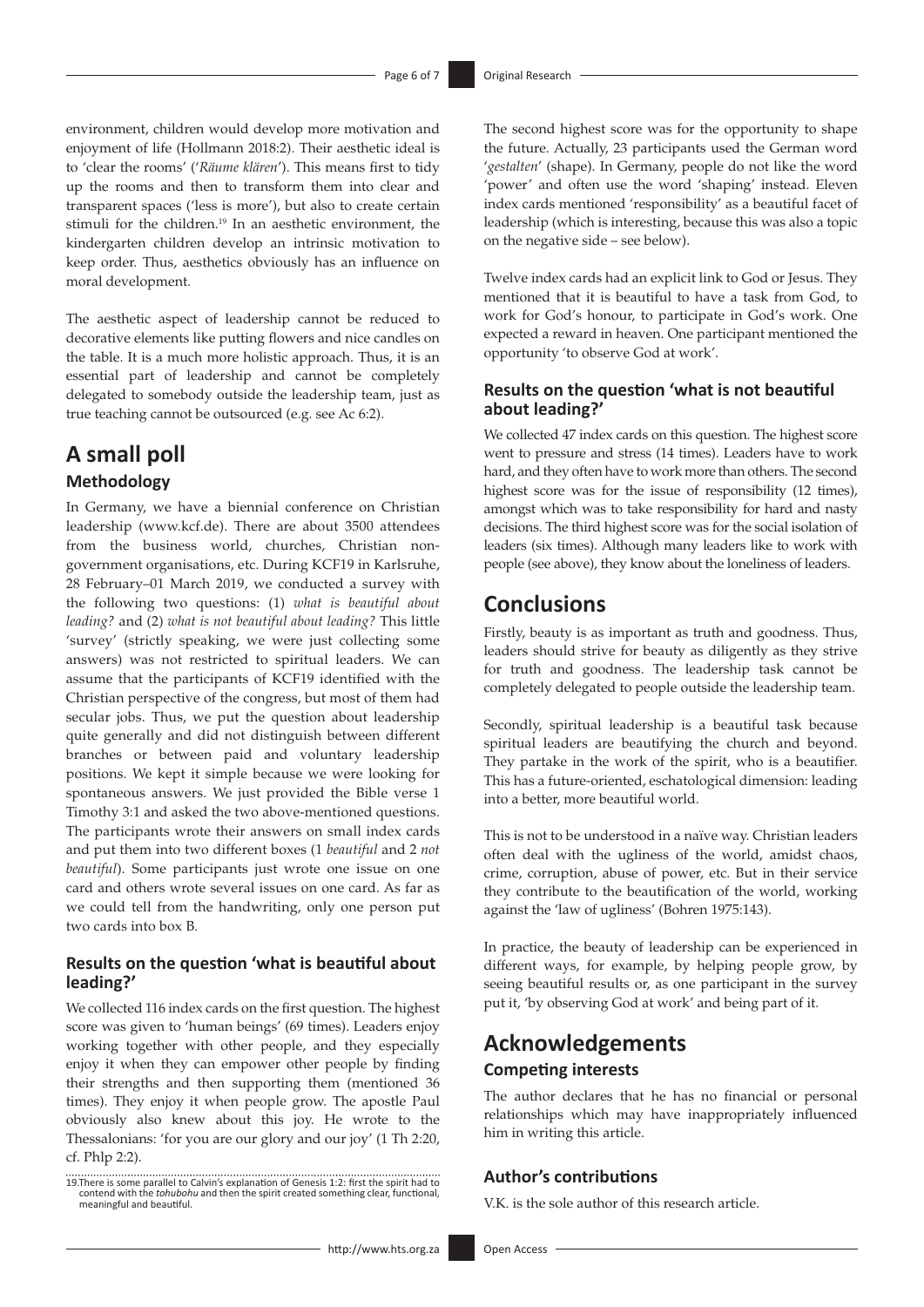environment, children would develop more motivation and enjoyment of life (Hollmann 2018:2). Their aesthetic ideal is to 'clear the rooms' ('*Räume klären*'). This means first to tidy up the rooms and then to transform them into clear and transparent spaces ('less is more'), but also to create certain stimuli for the children.[19] In an aesthetic environment, the kindergarten children develop an intrinsic motivation to keep order. Thus, aesthetics obviously has an influence on moral development.

The aesthetic aspect of leadership cannot be reduced to decorative elements like putting flowers and nice candles on the table. It is a much more holistic approach. Thus, it is an essential part of leadership and cannot be completely delegated to somebody outside the leadership team, just as true teaching cannot be outsourced (e.g. see Ac 6:2).

# A small poll

## Methodology

In Germany, we have a biennial conference on Christian leadership (www.kcf.de). There are about 3500 attendees from the business world, churches, Christian non-government organisations, etc. During KCF19 in Karlsruhe, 28 February–01 March 2019, we conducted a survey with the following two questions: (1) *what is beautiful about leading?* and (2) *what is not beautiful about leading?* This little 'survey' (strictly speaking, we were just collecting some answers) was not restricted to spiritual leaders. We can assume that the participants of KCF19 identified with the Christian perspective of the congress, but most of them had secular jobs. Thus, we put the question about leadership quite generally and did not distinguish between different branches or between paid and voluntary leadership positions. We kept it simple because we were looking for spontaneous answers. We just provided the Bible verse 1 Timothy 3:1 and asked the two above-mentioned questions. The participants wrote their answers on small index cards and put them into two different boxes (1 *beautiful* and 2 *not beautiful*). Some participants just wrote one issue on one card and others wrote several issues on one card. As far as we could tell from the handwriting, only one person put two cards into box B.

### Results on the question 'what is beautiful about leading?'

We collected 116 index cards on the first question. The highest score was given to 'human beings' (69 times). Leaders enjoy working together with other people, and they especially enjoy it when they can empower other people by finding their strengths and then supporting them (mentioned 36 times). They enjoy it when people grow. The apostle Paul obviously also knew about this joy. He wrote to the Thessalonians: 'for you are our glory and our joy' (1 Th 2:20, cf. Phlp 2:2).

The second highest score was for the opportunity to shape the future. Actually, 23 participants used the German word '*gestalten*' (shape). In Germany, people do not like the word 'power' and often use the word 'shaping' instead. Eleven index cards mentioned 'responsibility' as a beautiful facet of leadership (which is interesting, because this was also a topic on the negative side – see below).

Twelve index cards had an explicit link to God or Jesus. They mentioned that it is beautiful to have a task from God, to work for God's honour, to participate in God's work. One expected a reward in heaven. One participant mentioned the opportunity 'to observe God at work'.

### Results on the question 'what is not beautiful about leading?'

We collected 47 index cards on this question. The highest score went to pressure and stress (14 times). Leaders have to work hard, and they often have to work more than others. The second highest score was for the issue of responsibility (12 times), amongst which was to take responsibility for hard and nasty decisions. The third highest score was for the social isolation of leaders (six times). Although many leaders like to work with people (see above), they know about the loneliness of leaders.

# Conclusions

Firstly, beauty is as important as truth and goodness. Thus, leaders should strive for beauty as diligently as they strive for truth and goodness. The leadership task cannot be completely delegated to people outside the leadership team.

Secondly, spiritual leadership is a beautiful task because spiritual leaders are beautifying the church and beyond. They partake in the work of the spirit, who is a beautifier. This has a future-oriented, eschatological dimension: leading into a better, more beautiful world.

This is not to be understood in a naïve way. Christian leaders often deal with the ugliness of the world, amidst chaos, crime, corruption, abuse of power, etc. But in their service they contribute to the beautification of the world, working against the 'law of ugliness' (Bohren 1975:143).

In practice, the beauty of leadership can be experienced in different ways, for example, by helping people grow, by seeing beautiful results or, as one participant in the survey put it, 'by observing God at work' and being part of it.

# Acknowledgements

## Competing interests

The author declares that he has no financial or personal relationships which may have inappropriately influenced him in writing this article.

## Author's contributions

V.K. is the sole author of this research article.

19. There is some parallel to Calvin's explanation of Genesis 1:2: first the spirit had to contend with the *tohubohu* and then the spirit created something clear, functional, meaningful and beautiful.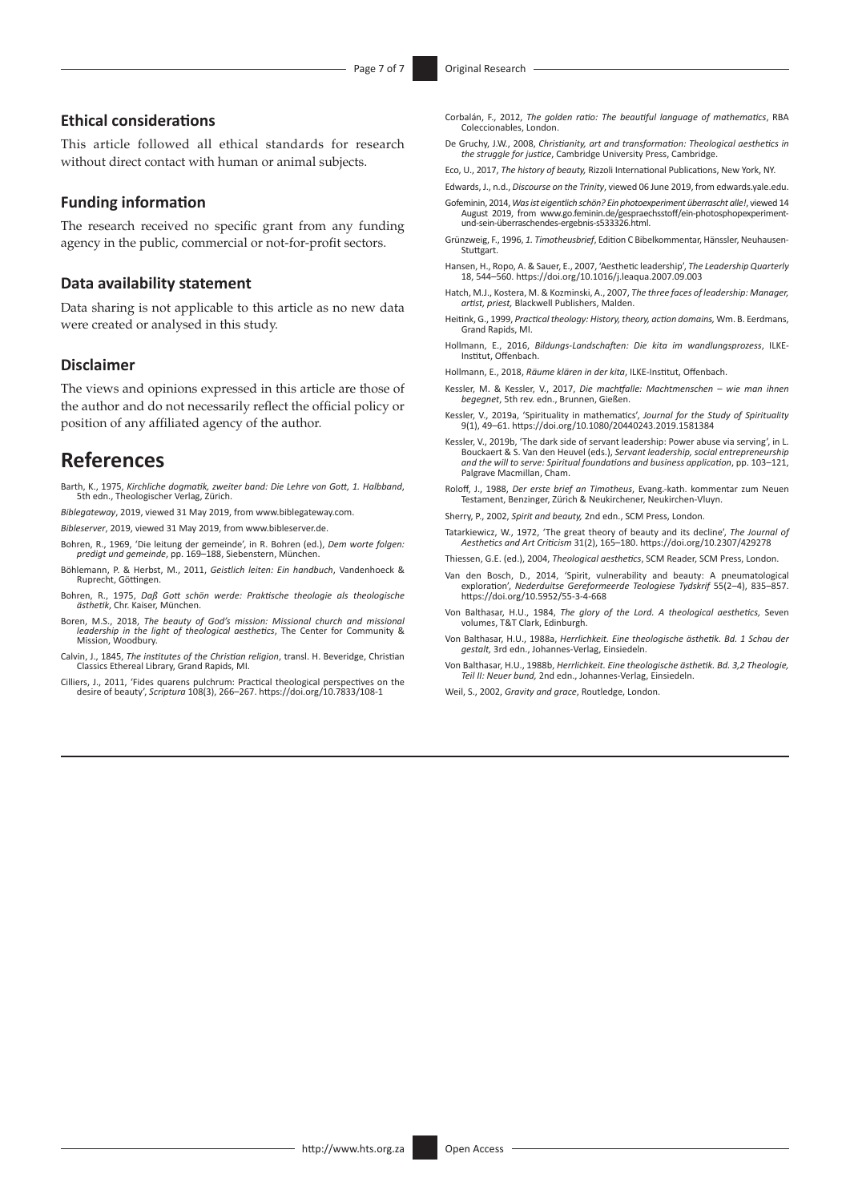### Ethical considerations

This article followed all ethical standards for research without direct contact with human or animal subjects.

### Funding information

The research received no specific grant from any funding agency in the public, commercial or not-for-profit sectors.

### Data availability statement

Data sharing is not applicable to this article as no new data were created or analysed in this study.

### Disclaimer

The views and opinions expressed in this article are those of the author and do not necessarily reflect the official policy or position of any affiliated agency of the author.

## References

Barth, K., 1975, *Kirchliche dogmatik, zweiter band: Die Lehre von Gott, 1. Halbband*, 5th edn., Theologischer Verlag, Zürich.

*Biblegateway*, 2019, viewed 31 May 2019, from www.biblegateway.com.

*Bibleserver*, 2019, viewed 31 May 2019, from www.bibleserver.de.

Bohren, R., 1969, 'Die leitung der gemeinde', in R. Bohren (ed.), *Dem worte folgen: predigt und gemeinde*, pp. 169–188, Siebenstern, München.

Böhlemann, P. & Herbst, M., 2011, *Geistlich leiten: Ein handbuch*, Vandenhoeck & Ruprecht, Göttingen.

Bohren, R., 1975, *Daß Gott schön werde: Praktische theologie als theologische ästhetik*, Chr. Kaiser, München.

Boren, M.S., 2018, *The beauty of God's mission: Missional church and missional leadership in the light of theological aesthetics*, The Center for Community & Mission, Woodbury.

Calvin, J., 1845, *The institutes of the Christian religion*, transl. H. Beveridge, Christian Classics Ethereal Library, Grand Rapids, MI.

Cilliers, J., 2011, 'Fides quarens pulchrum: Practical theological perspectives on the desire of beauty', *Scriptura* 108(3), 266–267. https://doi.org/10.7833/108-1

Corbalán, F., 2012, *The golden ratio: The beautiful language of mathematics*, RBA Coleccionables, London.

De Gruchy, J.W., 2008, *Christianity, art and transformation: Theological aesthetics in the struggle for justice*, Cambridge University Press, Cambridge.

Eco, U., 2017, *The history of beauty,* Rizzoli International Publications, New York, NY.

Edwards, J., n.d., *Discourse on the Trinity*, viewed 06 June 2019, from edwards.yale.edu.

Gofeminin, 2014, *Was ist eigentlich schön? Ein photoexperiment überrascht alle!*, viewed 14 August 2019, from www.go.feminin.de/gespraechsstoff/ein-photosphopexperiment-und-sein-überraschendes-ergebnis-s533326.html.

Grünzweig, F., 1996, *1. Timotheusbrief*, Edition C Bibelkommentar, Hänssler, Neuhausen-Stuttgart.

Hansen, H., Ropo, A. & Sauer, E., 2007, 'Aesthetic leadership', *The Leadership Quarterly* 18, 544–560. https://doi.org/10.1016/j.leaqua.2007.09.003

Hatch, M.J., Kostera, M. & Kozminski, A., 2007, *The three faces of leadership: Manager, artist, priest,* Blackwell Publishers, Malden.

Heitink, G., 1999, *Practical theology: History, theory, action domains,* Wm. B. Eerdmans, Grand Rapids, MI.

Hollmann, E., 2016, *Bildungs-Landschaften: Die kita im wandlungsprozess*, ILKE-Institut, Offenbach.

Hollmann, E., 2018, *Räume klären in der kita*, ILKE-Institut, Offenbach.

Kessler, M. & Kessler, V., 2017, *Die machtfalle: Machtmenschen – wie man ihnen begegnet*, 5th rev. edn., Brunnen, Gießen.

Kessler, V., 2019a, 'Spirituality in mathematics', *Journal for the Study of Spirituality* 9(1), 49–61. https://doi.org/10.1080/20440243.2019.1581384

Kessler, V., 2019b, 'The dark side of servant leadership: Power abuse via serving', in L. Bouckaert & S. Van den Heuvel (eds.), *Servant leadership, social entrepreneurship and the will to serve: Spiritual foundations and business application*, pp. 103–121, Palgrave Macmillan, Cham.

Roloff, J., 1988, *Der erste brief an Timotheus*, Evang.-kath. kommentar zum Neuen Testament, Benzinger, Zürich & Neukirchener, Neukirchen-Vluyn.

Sherry, P., 2002, *Spirit and beauty,* 2nd edn., SCM Press, London.

Tatarkiewicz, W., 1972, 'The great theory of beauty and its decline', *The Journal of Aesthetics and Art Criticism* 31(2), 165–180. https://doi.org/10.2307/429278

Thiessen, G.E. (ed.), 2004, *Theological aesthetics*, SCM Reader, SCM Press, London.

Van den Bosch, D., 2014, 'Spirit, vulnerability and beauty: A pneumatological exploration', *Nederduitse Gereformeerde Teologiese Tydskrif* 55(2–4), 835–857. https://doi.org/10.5952/55-3-4-668

Von Balthasar, H.U., 1984, *The glory of the Lord. A theological aesthetics,* Seven volumes, T&T Clark, Edinburgh.

Von Balthasar, H.U., 1988a, *Herrlichkeit. Eine theologische ästhetik. Bd. 1 Schau der gestalt,* 3rd edn., Johannes-Verlag, Einsiedeln.

Von Balthasar, H.U., 1988b, *Herrlichkeit. Eine theologische ästhetik. Bd. 3,2 Theologie, Teil II: Neuer bund,* 2nd edn., Johannes-Verlag, Einsiedeln.

Weil, S., 2002, *Gravity and grace*, Routledge, London.